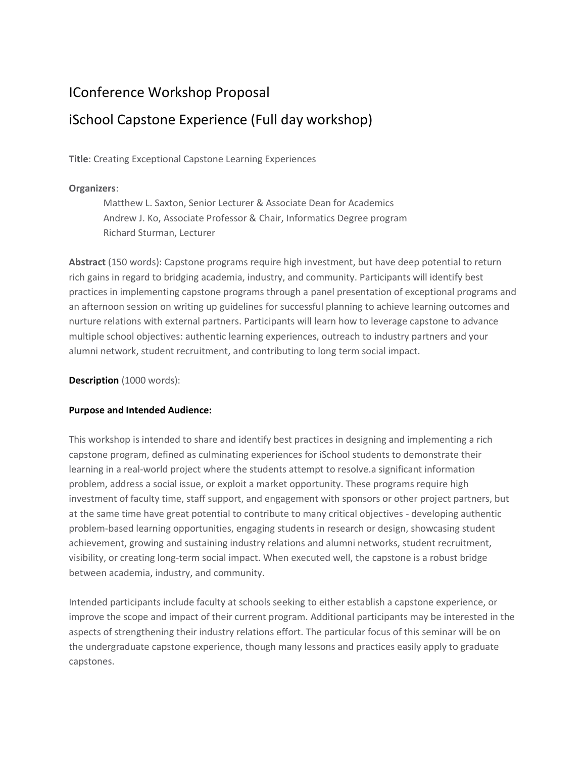# IConference Workshop Proposal

# iSchool Capstone Experience (Full day workshop)

**Title**: Creating Exceptional Capstone Learning Experiences

**Organizers**:

Matthew L. Saxton, Senior Lecturer & Associate Dean for Academics
Andrew J. Ko, Associate Professor & Chair, Informatics Degree program
Richard Sturman, Lecturer

**Abstract** (150 words): Capstone programs require high investment, but have deep potential to return rich gains in regard to bridging academia, industry, and community. Participants will identify best practices in implementing capstone programs through a panel presentation of exceptional programs and an afternoon session on writing up guidelines for successful planning to achieve learning outcomes and nurture relations with external partners. Participants will learn how to leverage capstone to advance multiple school objectives: authentic learning experiences, outreach to industry partners and your alumni network, student recruitment, and contributing to long term social impact.

**Description** (1000 words):

**Purpose and Intended Audience:**

This workshop is intended to share and identify best practices in designing and implementing a rich capstone program, defined as culminating experiences for iSchool students to demonstrate their learning in a real-world project where the students attempt to resolve.a significant information problem, address a social issue, or exploit a market opportunity. These programs require high investment of faculty time, staff support, and engagement with sponsors or other project partners, but at the same time have great potential to contribute to many critical objectives - developing authentic problem-based learning opportunities, engaging students in research or design, showcasing student achievement, growing and sustaining industry relations and alumni networks, student recruitment, visibility, or creating long-term social impact. When executed well, the capstone is a robust bridge between academia, industry, and community.

Intended participants include faculty at schools seeking to either establish a capstone experience, or improve the scope and impact of their current program. Additional participants may be interested in the aspects of strengthening their industry relations effort. The particular focus of this seminar will be on the undergraduate capstone experience, though many lessons and practices easily apply to graduate capstones.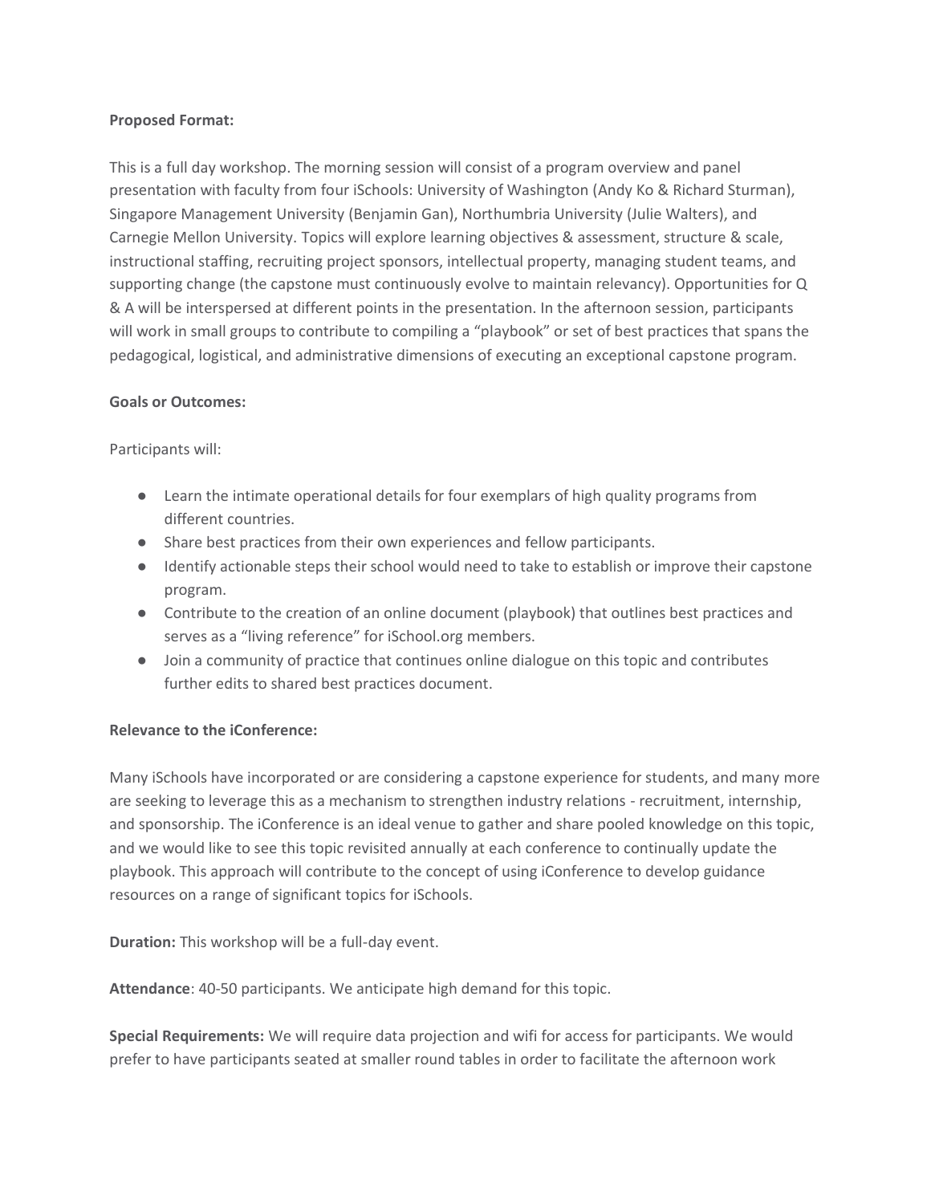**Proposed Format:**

This is a full day workshop. The morning session will consist of a program overview and panel presentation with faculty from four iSchools: University of Washington (Andy Ko & Richard Sturman), Singapore Management University (Benjamin Gan), Northumbria University (Julie Walters), and Carnegie Mellon University. Topics will explore learning objectives & assessment, structure & scale, instructional staffing, recruiting project sponsors, intellectual property, managing student teams, and supporting change (the capstone must continuously evolve to maintain relevancy). Opportunities for Q & A will be interspersed at different points in the presentation. In the afternoon session, participants will work in small groups to contribute to compiling a "playbook" or set of best practices that spans the pedagogical, logistical, and administrative dimensions of executing an exceptional capstone program.

**Goals or Outcomes:**

Participants will:

- Learn the intimate operational details for four exemplars of high quality programs from different countries.
- Share best practices from their own experiences and fellow participants.
- Identify actionable steps their school would need to take to establish or improve their capstone program.
- Contribute to the creation of an online document (playbook) that outlines best practices and serves as a "living reference" for iSchool.org members.
- Join a community of practice that continues online dialogue on this topic and contributes further edits to shared best practices document.

**Relevance to the iConference:**

Many iSchools have incorporated or are considering a capstone experience for students, and many more are seeking to leverage this as a mechanism to strengthen industry relations - recruitment, internship, and sponsorship. The iConference is an ideal venue to gather and share pooled knowledge on this topic, and we would like to see this topic revisited annually at each conference to continually update the playbook. This approach will contribute to the concept of using iConference to develop guidance resources on a range of significant topics for iSchools.

**Duration:** This workshop will be a full-day event.

**Attendance**: 40-50 participants. We anticipate high demand for this topic.

**Special Requirements:** We will require data projection and wifi for access for participants. We would prefer to have participants seated at smaller round tables in order to facilitate the afternoon work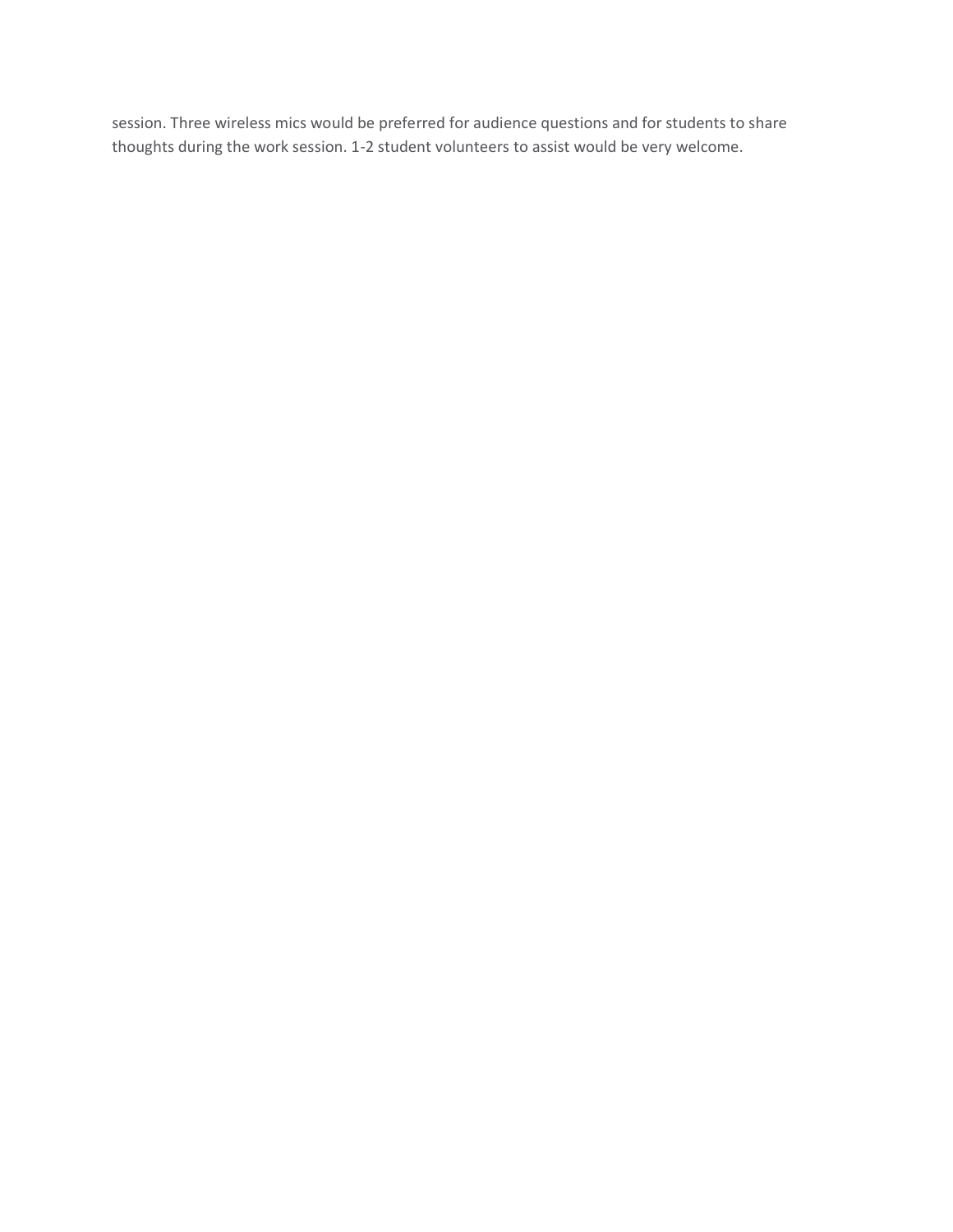session. Three wireless mics would be preferred for audience questions and for students to share thoughts during the work session. 1-2 student volunteers to assist would be very welcome.